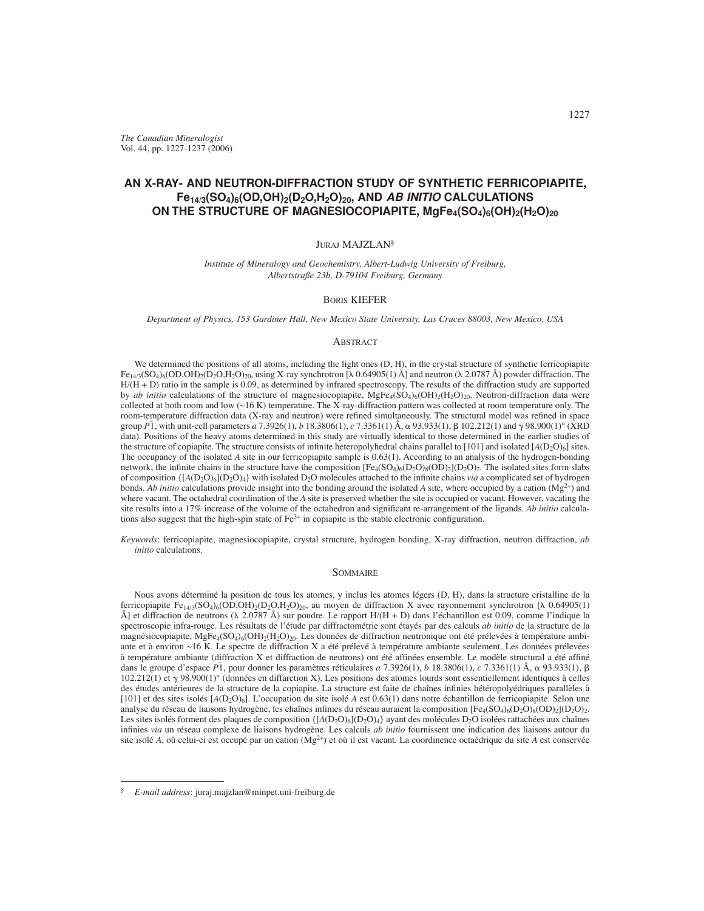*The Canadian Mineralogist*
Vol. 44, pp. 1227-1237 (2006)

# AN X-RAY- AND NEUTRON-DIFFRACTION STUDY OF SYNTHETIC FERRICOPIAPITE, $Fe_{14/3}(SO_4)_6(OD,OH)_2(D_2O,H_2O)_{20}$, AND *AB INITIO* CALCULATIONS ON THE STRUCTURE OF MAGNESIOCOPIAPITE, $MgFe_4(SO_4)_6(OH)_2(H_2O)_{20}$

Juraj MAJZLAN[§]

*Institute of Mineralogy and Geochemistry, Albert-Ludwig University of Freiburg, Albertstraße 23b, D-79104 Freiburg, Germany*

Boris KIEFER

*Department of Physics, 153 Gardiner Hall, New Mexico State University, Las Cruces 88003, New Mexico, USA*

## Abstract

We determined the positions of all atoms, including the light ones (D, H), in the crystal structure of synthetic ferricopiapite $Fe_{14/3}(SO_4)_6(OD,OH)_2(D_2O,H_2O)_{20}$, using X-ray synchrotron [λ 0.64905(1) Å] and neutron (λ 2.0787 Å) powder diffraction. The H/(H + D) ratio in the sample is 0.09, as determined by infrared spectroscopy. The results of the diffraction study are supported by *ab initio* calculations of the structure of magnesiocopiapite, $MgFe_4(SO_4)_6(OH)_2(H_2O)_{20}$. Neutron-diffraction data were collected at both room and low (~16 K) temperature. The X-ray-diffraction pattern was collected at room temperature only. The room-temperature diffraction data (X-ray and neutron) were refined simultaneously. The structural model was refined in space group $P\bar{1}$, with unit-cell parameters *a* 7.3926(1), *b* 18.3806(1), *c* 7.3361(1) Å, α 93.933(1), β 102.212(1) and γ 98.900(1)° (XRD data). Positions of the heavy atoms determined in this study are virtually identical to those determined in the earlier studies of the structure of copiapite. The structure consists of infinite heteropolyhedral chains parallel to [101] and isolated $[A(D_2O)_6]$ sites. The occupancy of the isolated *A* site in our ferricopiapite sample is 0.63(1). According to an analysis of the hydrogen-bonding network, the infinite chains in the structure have the composition $[Fe_4(SO_4)_6(D_2O)_8(OD)_2](D_2O)_2$. The isolated sites form slabs of composition $\{[A(D_2O)_6](D_2O)_4\}$ with isolated $D_2O$ molecules attached to the infinite chains *via* a complicated set of hydrogen bonds. *Ab initio* calculations provide insight into the bonding around the isolated *A* site, where occupied by a cation ($Mg^{2+}$) and where vacant. The octahedral coordination of the *A* site is preserved whether the site is occupied or vacant. However, vacating the site results into a 17% increase of the volume of the octahedron and significant re-arrangement of the ligands. *Ab initio* calculations also suggest that the high-spin state of $Fe^{3+}$ in copiapite is the stable electronic configuration.

*Keywords*: ferricopiapite, magnesiocopiapite, crystal structure, hydrogen bonding, X-ray diffraction, neutron diffraction, *ab initio* calculations.

## Sommaire

Nous avons déterminé la position de tous les atomes, y inclus les atomes légers (D, H), dans la structure cristalline de la ferricopiapite $Fe_{14/3}(SO_4)_6(OD,OH)_2(D_2O,H_2O)_{20}$, au moyen de diffraction X avec rayonnement synchrotron [λ 0.64905(1) Å] et diffraction de neutrons (λ 2.0787 Å) sur poudre. Le rapport H/(H + D) dans l'échantillon est 0.09, comme l'indique la spectroscopie infra-rouge. Les résultats de l'étude par diffractométrie sont étayés par des calculs *ab initio* de la structure de la magnésiocopiapite, $MgFe_4(SO_4)_6(OH)_2(H_2O)_{20}$. Les données de diffraction neutronique ont été prélevées à température ambiante et à environ ~16 K. Le spectre de diffraction X a été prélevé à température ambiante seulement. Les données prélevées à température ambiante (diffraction X et diffraction de neutrons) ont été affinées ensemble. Le modèle structural a été affiné dans le groupe d'espace $P\bar{1}$, pour donner les paramètres réticulaires *a* 7.3926(1), *b* 18.3806(1), *c* 7.3361(1) Å, α 93.933(1), β 102.212(1) et γ 98.900(1)° (données en diffarction X). Les positions des atomes lourds sont essentiellement identiques à celles des études antérieures de la structure de la copiapite. La structure est faite de chaînes infinies hétéropolyédriques parallèles à [101] et des sites isolés $[A(D_2O)_6]$. L'occupation du site isolé *A* est 0.63(1) dans notre échantillon de ferricopiapite. Selon une analyse du réseau de liaisons hydrogène, les chaînes infinies du réseau auraient la composition $[Fe_4(SO_4)_6(D_2O)_8(OD)_2](D_2O)_2$. Les sites isolés forment des plaques de composition $\{[A(D_2O)_6](D_2O)_4\}$ ayant des molécules $D_2O$ isolées rattachées aux chaînes infinies *via* un réseau complexe de liaisons hydrogène. Les calculs *ab initio* fournissent une indication des liaisons autour du site isolé *A*, où celui-ci est occupé par un cation ($Mg^{2+}$) et où il est vacant. La coordinence octaédrique du site *A* est conservée

[§] *E-mail address*: juraj.majzlan@minpet.uni-freiburg.de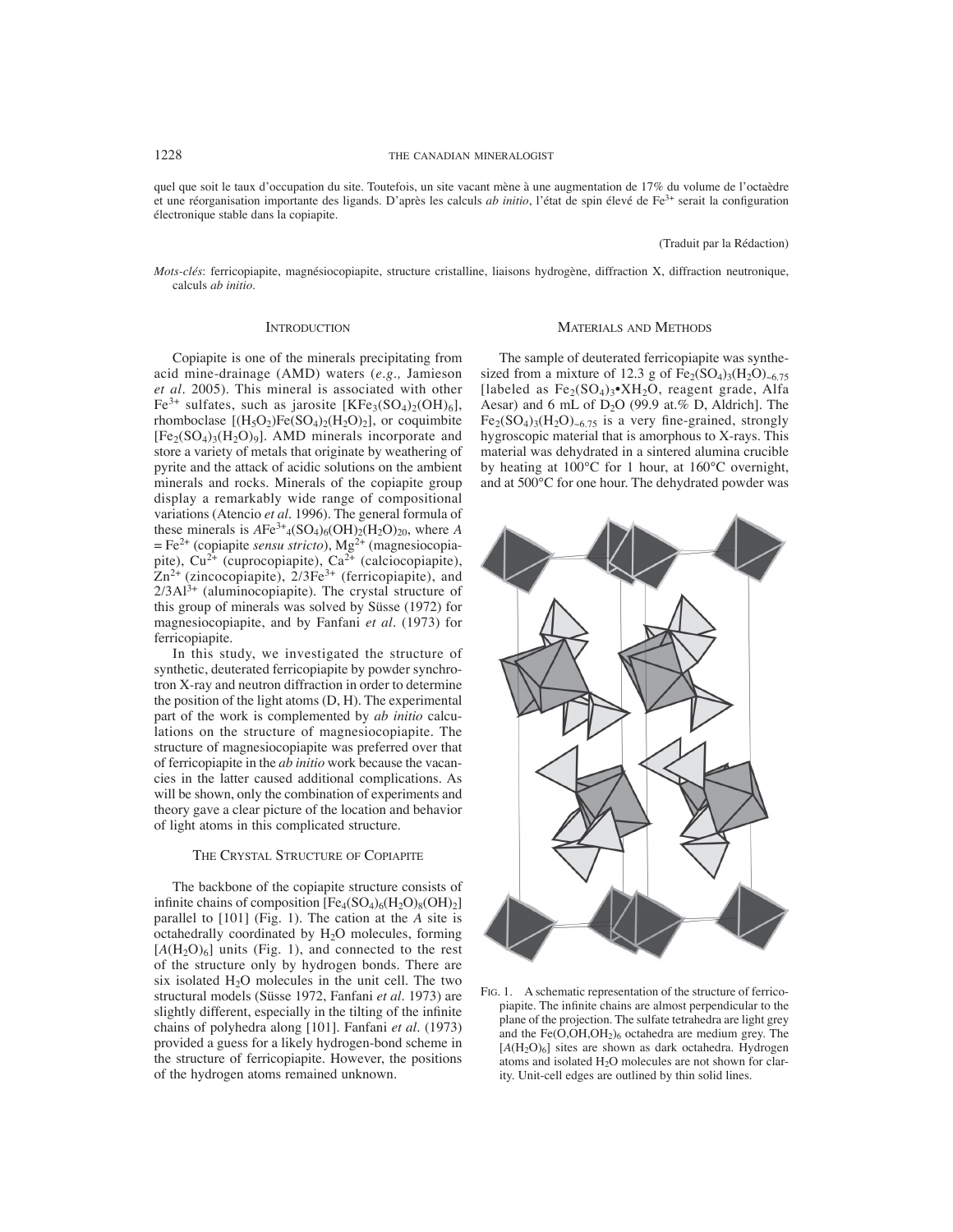quel que soit le taux d'occupation du site. Toutefois, un site vacant mène à une augmentation de 17% du volume de l'octaèdre et une réorganisation importante des ligands. D'après les calculs *ab initio*, l'état de spin élevé de $Fe^{3+}$ serait la configuration électronique stable dans la copiapite.

(Traduit par la Rédaction)

*Mots-clés*: ferricopiapite, magnésiocopiapite, structure cristalline, liaisons hydrogène, diffraction X, diffraction neutronique, calculs *ab initio*.

## Introduction

Copiapite is one of the minerals precipitating from acid mine-drainage (AMD) waters (*e.g.,* Jamieson *et al.* 2005). This mineral is associated with other $Fe^{3+}$ sulfates, such as jarosite $[KFe_3(SO_4)_2(OH)_6]$, rhomboclase $[(H_5O_2)Fe(SO_4)_2(H_2O)_2]$, or coquimbite $[Fe_2(SO_4)_3(H_2O)_9]$. AMD minerals incorporate and store a variety of metals that originate by weathering of pyrite and the attack of acidic solutions on the ambient minerals and rocks. Minerals of the copiapite group display a remarkably wide range of compositional variations (Atencio *et al.* 1996). The general formula of these minerals is $AFe^{3+}_4(SO_4)_6(OH)_2(H_2O)_{20}$, where $A$ = $Fe^{2+}$ (copiapite *sensu stricto*), $Mg^{2+}$ (magnesiocopiapite), $Cu^{2+}$ (cuprocopiapite), $Ca^{2+}$ (calciocopiapite), $Zn^{2+}$ (zincocopiapite), $2/3Fe^{3+}$ (ferricopiapite), and $2/3Al^{3+}$ (aluminocopiapite). The crystal structure of this group of minerals was solved by Süsse (1972) for magnesiocopiapite, and by Fanfani *et al.* (1973) for ferricopiapite.

In this study, we investigated the structure of synthetic, deuterated ferricopiapite by powder synchrotron X-ray and neutron diffraction in order to determine the position of the light atoms (D, H). The experimental part of the work is complemented by *ab initio* calculations on the structure of magnesiocopiapite. The structure of magnesiocopiapite was preferred over that of ferricopiapite in the *ab initio* work because the vacancies in the latter caused additional complications. As will be shown, only the combination of experiments and theory gave a clear picture of the location and behavior of light atoms in this complicated structure.

## The Crystal Structure of Copiapite

The backbone of the copiapite structure consists of infinite chains of composition $[Fe_4(SO_4)_6(H_2O)_8(OH)_2]$ parallel to [101] (Fig. 1). The cation at the $A$ site is octahedrally coordinated by $H_2O$ molecules, forming $[A(H_2O)_6]$ units (Fig. 1), and connected to the rest of the structure only by hydrogen bonds. There are six isolated $H_2O$ molecules in the unit cell. The two structural models (Süsse 1972, Fanfani *et al.* 1973) are slightly different, especially in the tilting of the infinite chains of polyhedra along [101]. Fanfani *et al.* (1973) provided a guess for a likely hydrogen-bond scheme in the structure of ferricopiapite. However, the positions of the hydrogen atoms remained unknown.

## Materials and Methods

The sample of deuterated ferricopiapite was synthesized from a mixture of 12.3 g of $Fe_2(SO_4)_3(H_2O)_{\sim 6.75}$ [labeled as $Fe_2(SO_4)_3{\bullet}XH_2O$, reagent grade, Alfa Aesar) and 6 mL of $D_2O$ (99.9 at.% D, Aldrich]. The $Fe_2(SO_4)_3(H_2O)_{\sim 6.75}$ is a very fine-grained, strongly hygroscopic material that is amorphous to X-rays. This material was dehydrated in a sintered alumina crucible by heating at 100°C for 1 hour, at 160°C overnight, and at 500°C for one hour. The dehydrated powder was

FIG. 1. A schematic representation of the structure of ferricopiapite. The infinite chains are almost perpendicular to the plane of the projection. The sulfate tetrahedra are light grey and the $Fe(O,OH,OH_2)_6$ octahedra are medium grey. The $[A(H_2O)_6]$ sites are shown as dark octahedra. Hydrogen atoms and isolated $H_2O$ molecules are not shown for clarity. Unit-cell edges are outlined by thin solid lines.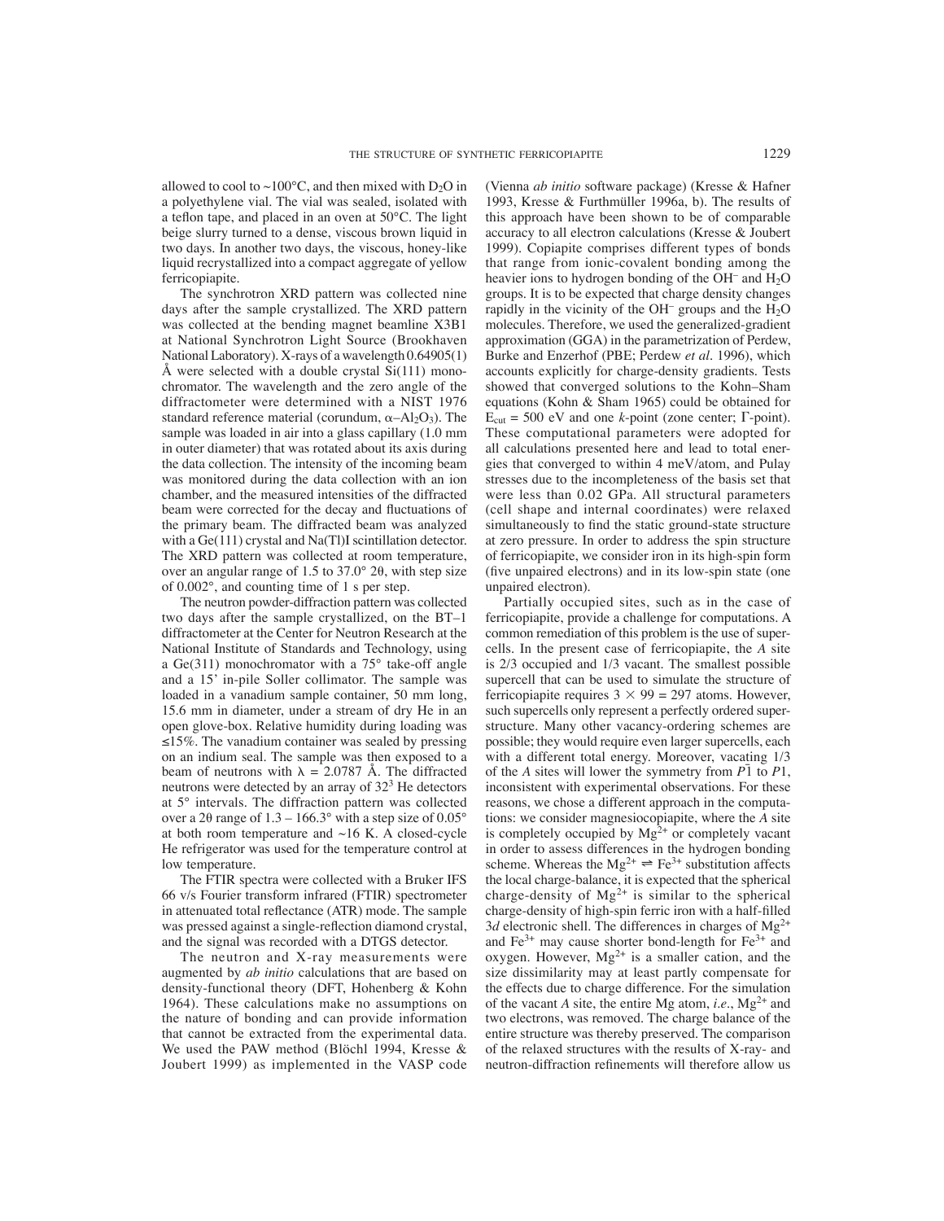allowed to cool to ~100°C, and then mixed with $D_2O$ in a polyethylene vial. The vial was sealed, isolated with a teflon tape, and placed in an oven at 50°C. The light beige slurry turned to a dense, viscous brown liquid in two days. In another two days, the viscous, honey-like liquid recrystallized into a compact aggregate of yellow ferricopiapite.

The synchrotron XRD pattern was collected nine days after the sample crystallized. The XRD pattern was collected at the bending magnet beamline X3B1 at National Synchrotron Light Source (Brookhaven National Laboratory). X-rays of a wavelength 0.64905(1) Å were selected with a double crystal Si(111) monochromator. The wavelength and the zero angle of the diffractometer were determined with a NIST 1976 standard reference material (corundum, $\alpha$–$Al_2O_3$). The sample was loaded in air into a glass capillary (1.0 mm in outer diameter) that was rotated about its axis during the data collection. The intensity of the incoming beam was monitored during the data collection with an ion chamber, and the measured intensities of the diffracted beam were corrected for the decay and fluctuations of the primary beam. The diffracted beam was analyzed with a Ge(111) crystal and Na(Tl)I scintillation detector. The XRD pattern was collected at room temperature, over an angular range of 1.5 to 37.0° 2θ, with step size of 0.002°, and counting time of 1 s per step.

The neutron powder-diffraction pattern was collected two days after the sample crystallized, on the BT–1 diffractometer at the Center for Neutron Research at the National Institute of Standards and Technology, using a Ge(311) monochromator with a 75° take-off angle and a 15' in-pile Soller collimator. The sample was loaded in a vanadium sample container, 50 mm long, 15.6 mm in diameter, under a stream of dry He in an open glove-box. Relative humidity during loading was ≤15%. The vanadium container was sealed by pressing on an indium seal. The sample was then exposed to a beam of neutrons with λ = 2.0787 Å. The diffracted neutrons were detected by an array of $32^3$ He detectors at 5° intervals. The diffraction pattern was collected over a 2θ range of 1.3 – 166.3° with a step size of 0.05° at both room temperature and ~16 K. A closed-cycle He refrigerator was used for the temperature control at low temperature.

The FTIR spectra were collected with a Bruker IFS 66 v/s Fourier transform infrared (FTIR) spectrometer in attenuated total reflectance (ATR) mode. The sample was pressed against a single-reflection diamond crystal, and the signal was recorded with a DTGS detector.

The neutron and X-ray measurements were augmented by *ab initio* calculations that are based on density-functional theory (DFT, Hohenberg & Kohn 1964). These calculations make no assumptions on the nature of bonding and can provide information that cannot be extracted from the experimental data. We used the PAW method (Blöchl 1994, Kresse & Joubert 1999) as implemented in the VASP code (Vienna *ab initio* software package) (Kresse & Hafner 1993, Kresse & Furthmüller 1996a, b). The results of this approach have been shown to be of comparable accuracy to all electron calculations (Kresse & Joubert 1999). Copiapite comprises different types of bonds that range from ionic-covalent bonding among the heavier ions to hydrogen bonding of the $OH^–$ and $H_2O$ groups. It is to be expected that charge density changes rapidly in the vicinity of the $OH^–$ groups and the $H_2O$ molecules. Therefore, we used the generalized-gradient approximation (GGA) in the parametrization of Perdew, Burke and Enzerhof (PBE; Perdew *et al.* 1996), which accounts explicitly for charge-density gradients. Tests showed that converged solutions to the Kohn–Sham equations (Kohn & Sham 1965) could be obtained for $E_{cut}$ = 500 eV and one *k*-point (zone center; Γ-point). These computational parameters were adopted for all calculations presented here and lead to total energies that converged to within 4 meV/atom, and Pulay stresses due to the incompleteness of the basis set that were less than 0.02 GPa. All structural parameters (cell shape and internal coordinates) were relaxed simultaneously to find the static ground-state structure at zero pressure. In order to address the spin structure of ferricopiapite, we consider iron in its high-spin form (five unpaired electrons) and in its low-spin state (one unpaired electron).

Partially occupied sites, such as in the case of ferricopiapite, provide a challenge for computations. A common remediation of this problem is the use of supercells. In the present case of ferricopiapite, the *A* site is 2/3 occupied and 1/3 vacant. The smallest possible supercell that can be used to simulate the structure of ferricopiapite requires 3 × 99 = 297 atoms. However, such supercells only represent a perfectly ordered superstructure. Many other vacancy-ordering schemes are possible; they would require even larger supercells, each with a different total energy. Moreover, vacating 1/3 of the *A* sites will lower the symmetry from $P\bar{1}$ to $P1$, inconsistent with experimental observations. For these reasons, we chose a different approach in the computations: we consider magnesiocopiapite, where the *A* site is completely occupied by $Mg^{2+}$ or completely vacant in order to assess differences in the hydrogen bonding scheme. Whereas the $Mg^{2+} \rightleftharpoons Fe^{3+}$ substitution affects the local charge-balance, it is expected that the spherical charge-density of $Mg^{2+}$ is similar to the spherical charge-density of high-spin ferric iron with a half-filled 3*d* electronic shell. The differences in charges of $Mg^{2+}$ and $Fe^{3+}$ may cause shorter bond-length for $Fe^{3+}$ and oxygen. However, $Mg^{2+}$ is a smaller cation, and the size dissimilarity may at least partly compensate for the effects due to charge difference. For the simulation of the vacant *A* site, the entire Mg atom, *i.e.*, $Mg^{2+}$ and two electrons, was removed. The charge balance of the entire structure was thereby preserved. The comparison of the relaxed structures with the results of X-ray- and neutron-diffraction refinements will therefore allow us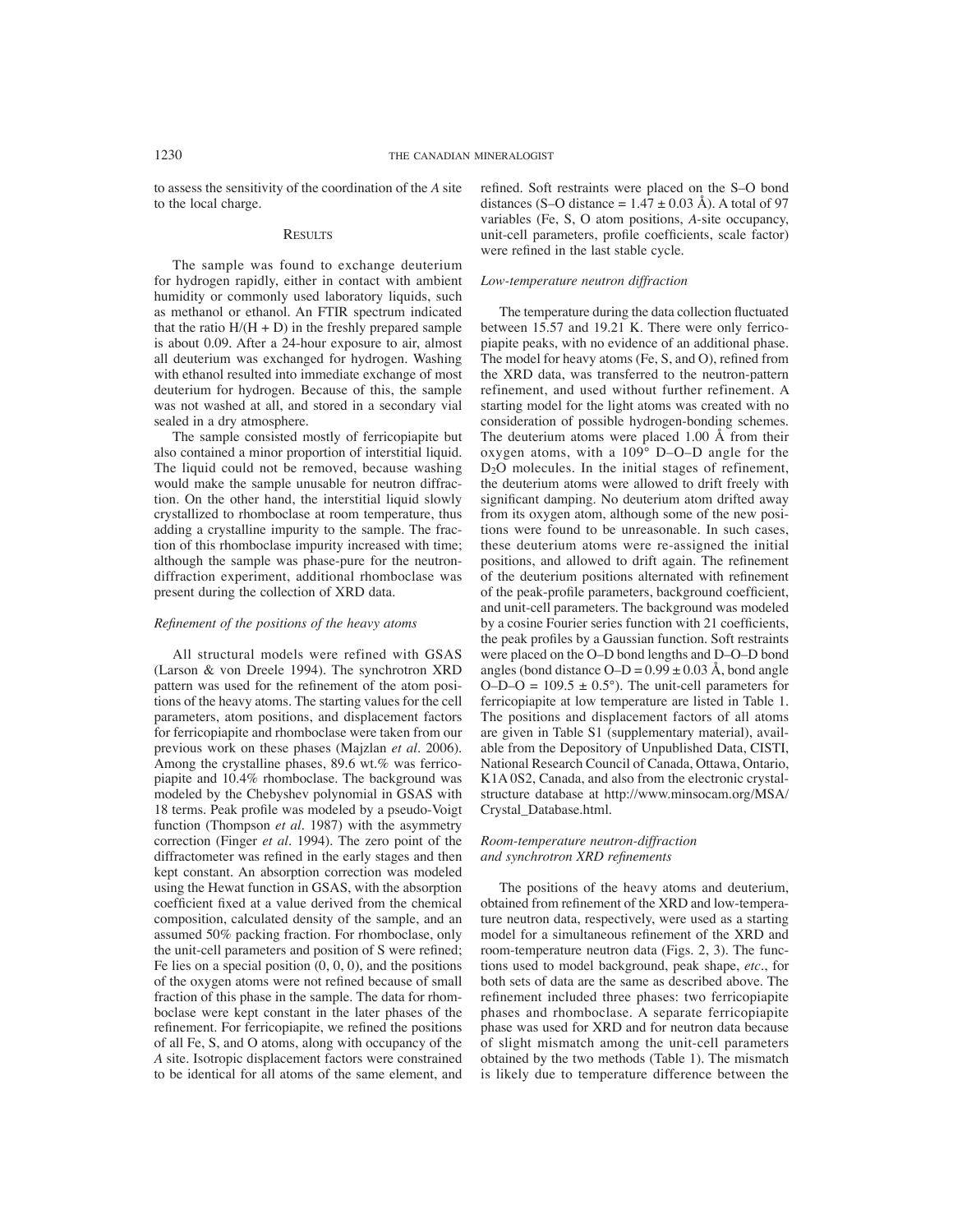to assess the sensitivity of the coordination of the *A* site to the local charge.

## Results

The sample was found to exchange deuterium for hydrogen rapidly, either in contact with ambient humidity or commonly used laboratory liquids, such as methanol or ethanol. An FTIR spectrum indicated that the ratio H/(H + D) in the freshly prepared sample is about 0.09. After a 24-hour exposure to air, almost all deuterium was exchanged for hydrogen. Washing with ethanol resulted into immediate exchange of most deuterium for hydrogen. Because of this, the sample was not washed at all, and stored in a secondary vial sealed in a dry atmosphere.

The sample consisted mostly of ferricopiapite but also contained a minor proportion of interstitial liquid. The liquid could not be removed, because washing would make the sample unusable for neutron diffraction. On the other hand, the interstitial liquid slowly crystallized to rhomboclase at room temperature, thus adding a crystalline impurity to the sample. The fraction of this rhomboclase impurity increased with time; although the sample was phase-pure for the neutron-diffraction experiment, additional rhomboclase was present during the collection of XRD data.

### *Refinement of the positions of the heavy atoms*

All structural models were refined with GSAS (Larson & von Dreele 1994). The synchrotron XRD pattern was used for the refinement of the atom positions of the heavy atoms. The starting values for the cell parameters, atom positions, and displacement factors for ferricopiapite and rhomboclase were taken from our previous work on these phases (Majzlan *et al.* 2006). Among the crystalline phases, 89.6 wt.% was ferricopiapite and 10.4% rhomboclase. The background was modeled by the Chebyshev polynomial in GSAS with 18 terms. Peak profile was modeled by a pseudo-Voigt function (Thompson *et al.* 1987) with the asymmetry correction (Finger *et al.* 1994). The zero point of the diffractometer was refined in the early stages and then kept constant. An absorption correction was modeled using the Hewat function in GSAS, with the absorption coefficient fixed at a value derived from the chemical composition, calculated density of the sample, and an assumed 50% packing fraction. For rhomboclase, only the unit-cell parameters and position of S were refined; Fe lies on a special position (0, 0, 0), and the positions of the oxygen atoms were not refined because of small fraction of this phase in the sample. The data for rhomboclase were kept constant in the later phases of the refinement. For ferricopiapite, we refined the positions of all Fe, S, and O atoms, along with occupancy of the *A* site. Isotropic displacement factors were constrained to be identical for all atoms of the same element, and refined. Soft restraints were placed on the S–O bond distances (S–O distance = 1.47 ± 0.03 Å). A total of 97 variables (Fe, S, O atom positions, *A*-site occupancy, unit-cell parameters, profile coefficients, scale factor) were refined in the last stable cycle.

### *Low-temperature neutron diffraction*

The temperature during the data collection fluctuated between 15.57 and 19.21 K. There were only ferricopiapite peaks, with no evidence of an additional phase. The model for heavy atoms (Fe, S, and O), refined from the XRD data, was transferred to the neutron-pattern refinement, and used without further refinement. A starting model for the light atoms was created with no consideration of possible hydrogen-bonding schemes. The deuterium atoms were placed 1.00 Å from their oxygen atoms, with a 109° D–O–D angle for the $D_2O$ molecules. In the initial stages of refinement, the deuterium atoms were allowed to drift freely with significant damping. No deuterium atom drifted away from its oxygen atom, although some of the new positions were found to be unreasonable. In such cases, these deuterium atoms were re-assigned the initial positions, and allowed to drift again. The refinement of the deuterium positions alternated with refinement of the peak-profile parameters, background coefficient, and unit-cell parameters. The background was modeled by a cosine Fourier series function with 21 coefficients, the peak profiles by a Gaussian function. Soft restraints were placed on the O–D bond lengths and D–O–D bond angles (bond distance O–D = 0.99 ± 0.03 Å, bond angle O–D–O = 109.5 ± 0.5°). The unit-cell parameters for ferricopiapite at low temperature are listed in Table 1. The positions and displacement factors of all atoms are given in Table S1 (supplementary material), available from the Depository of Unpublished Data, CISTI, National Research Council of Canada, Ottawa, Ontario, K1A 0S2, Canada, and also from the electronic crystal-structure database at http://www.minsocam.org/MSA/Crystal_Database.html.

### *Room-temperature neutron-diffraction and synchrotron XRD refinements*

The positions of the heavy atoms and deuterium, obtained from refinement of the XRD and low-temperature neutron data, respectively, were used as a starting model for a simultaneous refinement of the XRD and room-temperature neutron data (Figs. 2, 3). The functions used to model background, peak shape, *etc.*, for both sets of data are the same as described above. The refinement included three phases: two ferricopiapite phases and rhomboclase. A separate ferricopiapite phase was used for XRD and for neutron data because of slight mismatch among the unit-cell parameters obtained by the two methods (Table 1). The mismatch is likely due to temperature difference between the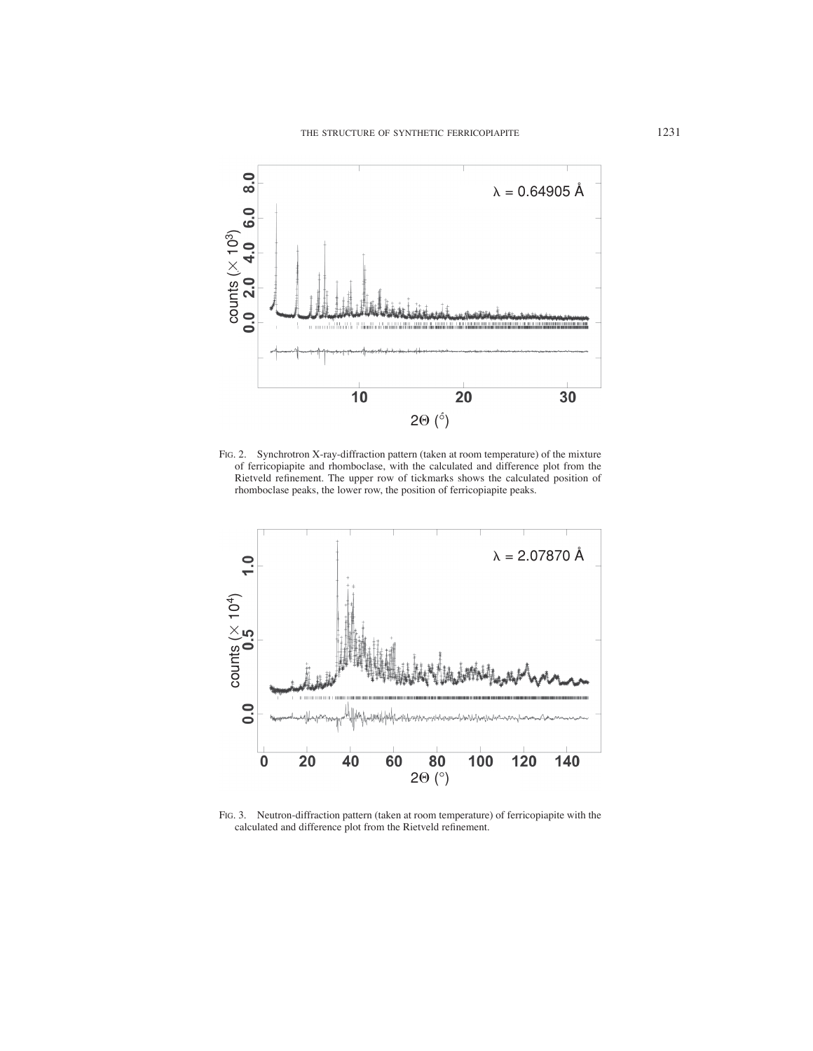FIG. 2. Synchrotron X-ray-diffraction pattern (taken at room temperature) of the mixture of ferricopiapite and rhomboclase, with the calculated and difference plot from the Rietveld refinement. The upper row of tickmarks shows the calculated position of rhomboclase peaks, the lower row, the position of ferricopiapite peaks.

FIG. 3. Neutron-diffraction pattern (taken at room temperature) of ferricopiapite with the calculated and difference plot from the Rietveld refinement.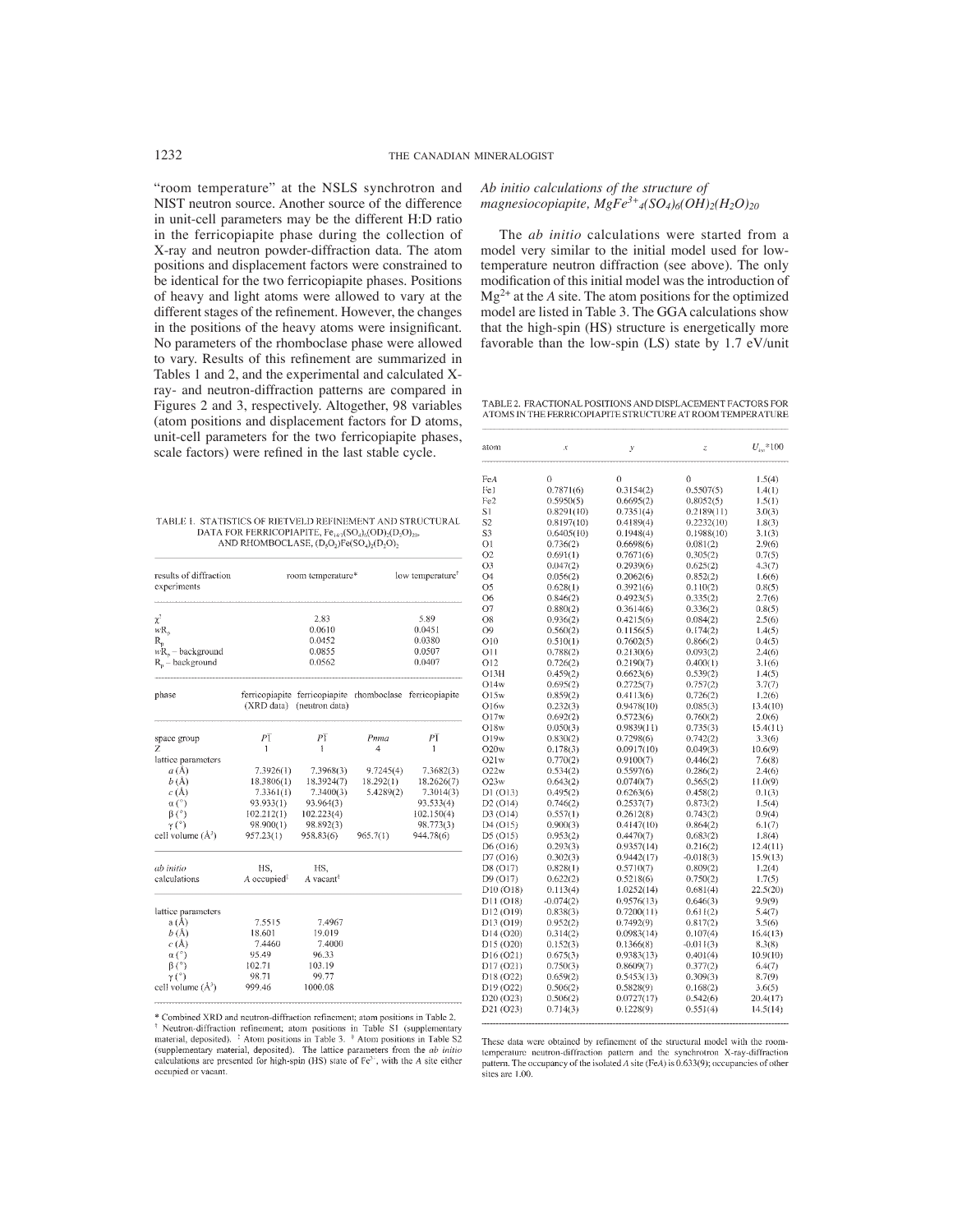"room temperature" at the NSLS synchrotron and NIST neutron source. Another source of the difference in unit-cell parameters may be the different H:D ratio in the ferricopiapite phase during the collection of X-ray and neutron powder-diffraction data. The atom positions and displacement factors were constrained to be identical for the two ferricopiapite phases. Positions of heavy and light atoms were allowed to vary at the different stages of the refinement. However, the changes in the positions of the heavy atoms were insignificant. No parameters of the rhomboclase phase were allowed to vary. Results of this refinement are summarized in Tables 1 and 2, and the experimental and calculated X-ray- and neutron-diffraction patterns are compared in Figures 2 and 3, respectively. Altogether, 98 variables (atom positions and displacement factors for D atoms, unit-cell parameters for the two ferricopiapite phases, scale factors) were refined in the last stable cycle.

TABLE 1. STATISTICS OF RIETVELD REFINEMENT AND STRUCTURAL DATA FOR FERRICOPIAPITE, $Fe_{(4.7)}(SO_4)_6(OD)_2(D_2O)_{20}$, AND RHOMBOCLASE, $(D_5O_2)Fe(SO_4)_2(D_2O)_2$

| results of diffraction experiments | room temperature* | | | low temperature† |
|---|---|---|---|---|
| $\chi^2$ | 2.83 | | | 5.89 |
| $wR_p$ | 0.0610 | | | 0.0451 |
| $R_p$ | 0.0452 | | | 0.0380 |
| $wR_p$ – background | 0.0855 | | | 0.0507 |
| $R_p$ – background | 0.0562 | | | 0.0407 |
| phase | ferricopiapite (XRD data) | ferricopiapite (neutron data) | rhomboclase | ferricopiapite |
| space group | $P\bar{1}$ | $P\bar{1}$ | $Pnma$ | $P\bar{1}$ |
| Z | 1 | 1 | 4 | 1 |
| lattice parameters | | | | |
| $a$ (Å) | 7.3926(1) | 7.3968(3) | 9.7245(4) | 7.3682(3) |
| $b$ (Å) | 18.3806(1) | 18.3924(7) | 18.292(1) | 18.2626(7) |
| $c$ (Å) | 7.3361(1) | 7.3400(3) | 5.4289(2) | 7.3014(3) |
| α (°) | 93.933(1) | 93.964(3) | | 93.533(4) |
| β (°) | 102.212(1) | 102.223(4) | | 102.150(4) |
| γ (°) | 98.900(1) | 98.892(3) | | 98.773(3) |
| cell volume (Å³) | 957.23(1) | 958.83(6) | 965.7(1) | 944.78(6) |
| *ab initio* calculations | HS, A occupied‡ | HS, A vacant§ | | |
| lattice parameters | | | | |
| a (Å) | 7.5515 | 7.4967 | | |
| $b$ (Å) | 18.601 | 19.019 | | |
| $c$ (Å) | 7.4460 | 7.4000 | | |
| α (°) | 95.49 | 96.33 | | |
| β (°) | 102.71 | 103.19 | | |
| γ (°) | 98.71 | 99.77 | | |
| cell volume (Å³) | 999.46 | 1000.08 | | |

\* Combined XRD and neutron-diffraction refinement; atom positions in Table 2. † Neutron-diffraction refinement; atom positions in Table S1 (supplementary material, deposited). ‡ Atom positions in Table 3. § Atom positions in Table S2 (supplementary material, deposited). The lattice parameters from the *ab initio* calculations are presented for high-spin (HS) state of $Fe^{3+}$, with the *A* site either occupied or vacant.

## *Ab initio* calculations of the structure of magnesiocopiapite, $MgFe^{3+}{}_4(SO_4)_6(OH)_2(H_2O)_{20}$

The *ab initio* calculations were started from a model very similar to the initial model used for low-temperature neutron diffraction (see above). The only modification of this initial model was the introduction of $Mg^{2+}$ at the *A* site. The atom positions for the optimized model are listed in Table 3. The GGA calculations show that the high-spin (HS) structure is energetically more favorable than the low-spin (LS) state by 1.7 eV/unit

TABLE 2. FRACTIONAL POSITIONS AND DISPLACEMENT FACTORS FOR ATOMS IN THE FERRICOPIAPITE STRUCTURE AT ROOM TEMPERATURE

| atom | $x$ | $y$ | $z$ | $U_{iso}$*100 |
|---|---|---|---|---|
| Fe*A* | 0 | 0 | 0 | 1.5(4) |
| Fe1 | 0.7871(6) | 0.3154(2) | 0.5507(5) | 1.4(1) |
| Fe2 | 0.5950(5) | 0.6695(2) | 0.8052(5) | 1.5(1) |
| S1 | 0.8291(10) | 0.7351(4) | 0.2189(11) | 3.0(3) |
| S2 | 0.8197(10) | 0.4189(4) | 0.2232(10) | 1.8(3) |
| S3 | 0.6405(10) | 0.1948(4) | 0.1988(10) | 3.1(3) |
| O1 | 0.736(2) | 0.6698(6) | 0.081(2) | 2.9(6) |
| O2 | 0.691(1) | 0.7671(6) | 0.305(2) | 0.7(5) |
| O3 | 0.047(2) | 0.2939(6) | 0.625(2) | 4.3(7) |
| O4 | 0.056(2) | 0.2062(6) | 0.852(2) | 1.6(6) |
| O5 | 0.628(1) | 0.3921(6) | 0.110(2) | 0.8(5) |
| O6 | 0.846(2) | 0.4923(5) | 0.335(2) | 2.7(6) |
| O7 | 0.880(2) | 0.3614(6) | 0.336(2) | 0.8(5) |
| O8 | 0.936(2) | 0.4215(6) | 0.084(2) | 2.5(6) |
| O9 | 0.560(2) | 0.1156(5) | 0.174(2) | 1.4(5) |
| O10 | 0.510(1) | 0.7602(5) | 0.866(2) | 0.4(5) |
| O11 | 0.788(2) | 0.2130(6) | 0.093(2) | 2.4(6) |
| O12 | 0.726(2) | 0.2190(7) | 0.400(1) | 3.1(6) |
| O13H | 0.459(2) | 0.6623(6) | 0.539(2) | 1.4(5) |
| O14w | 0.695(2) | 0.2725(7) | 0.757(2) | 3.7(7) |
| O15w | 0.859(2) | 0.4113(6) | 0.726(2) | 1.2(6) |
| O16w | 0.232(3) | 0.9478(10) | 0.085(3) | 13.4(10) |
| O17w | 0.692(2) | 0.5723(6) | 0.760(2) | 2.0(6) |
| O18w | 0.050(3) | 0.9839(11) | 0.735(3) | 15.4(11) |
| O19w | 0.830(2) | 0.7298(6) | 0.742(2) | 3.3(6) |
| O20w | 0.178(3) | 0.0917(10) | 0.049(3) | 10.6(9) |
| O21w | 0.770(2) | 0.9100(7) | 0.446(2) | 7.6(8) |
| O22w | 0.534(2) | 0.5597(6) | 0.286(2) | 2.4(6) |
| O23w | 0.643(2) | 0.0740(7) | 0.565(2) | 11.0(9) |
| D1 (O13) | 0.495(2) | 0.6263(6) | 0.458(2) | 0.1(3) |
| D2 (O14) | 0.746(2) | 0.2537(7) | 0.873(2) | 1.5(4) |
| D3 (O14) | 0.557(1) | 0.2612(8) | 0.743(2) | 0.9(4) |
| D4 (O15) | 0.900(3) | 0.4147(10) | 0.864(2) | 6.1(7) |
| D5 (O15) | 0.953(2) | 0.4470(7) | 0.683(2) | 1.8(4) |
| D6 (O16) | 0.293(3) | 0.9357(14) | 0.216(2) | 12.4(11) |
| D7 (O16) | 0.302(3) | 0.9442(17) | −0.018(3) | 15.9(13) |
| D8 (O17) | 0.828(1) | 0.5710(7) | 0.809(2) | 1.2(4) |
| D9 (O17) | 0.622(2) | 0.5218(6) | 0.750(2) | 1.7(5) |
| D10 (O18) | 0.113(4) | 1.0252(14) | 0.681(4) | 22.5(20) |
| D11 (O18) | −0.074(2) | 0.9576(13) | 0.646(3) | 9.9(9) |
| D12 (O19) | 0.838(3) | 0.7200(11) | 0.611(2) | 5.4(7) |
| D13 (O19) | 0.952(2) | 0.7492(9) | 0.817(2) | 3.5(6) |
| D14 (O20) | 0.314(2) | 0.0983(14) | 0.107(4) | 16.4(13) |
| D15 (O20) | 0.152(3) | 0.1366(8) | −0.011(3) | 8.3(8) |
| D16 (O21) | 0.675(3) | 0.9383(13) | 0.401(4) | 10.9(10) |
| D17 (O21) | 0.750(3) | 0.8609(7) | 0.377(2) | 6.4(7) |
| D18 (O22) | 0.659(2) | 0.5453(13) | 0.309(3) | 8.7(9) |
| D19 (O22) | 0.506(2) | 0.5828(9) | 0.168(2) | 3.6(5) |
| D20 (O23) | 0.506(2) | 0.0727(17) | 0.542(6) | 20.4(17) |
| D21 (O23) | 0.714(3) | 0.1228(9) | 0.551(4) | 14.5(14) |

These data were obtained by refinement of the structural model with the room-temperature neutron-diffraction pattern and the synchrotron X-ray-diffraction pattern. The occupancy of the isolated *A* site (Fe*A*) is 0.633(9); occupancies of other sites are 1.00.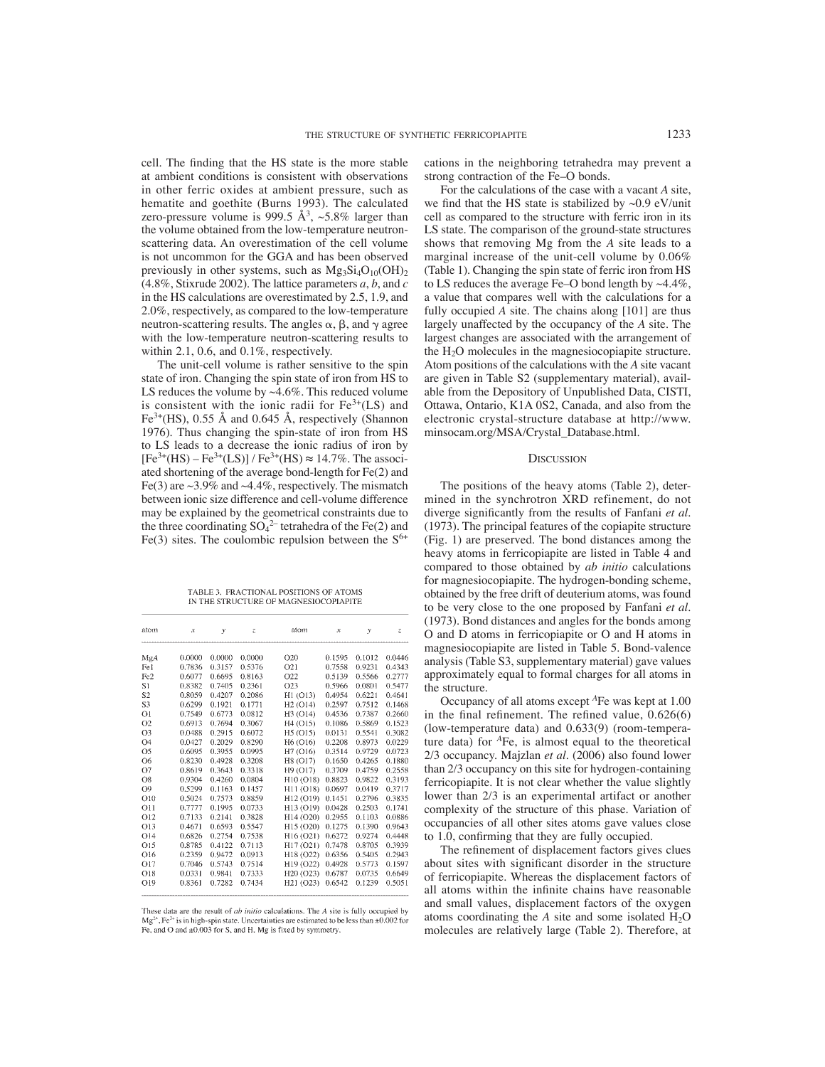cell. The finding that the HS state is the more stable at ambient conditions is consistent with observations in other ferric oxides at ambient pressure, such as hematite and goethite (Burns 1993). The calculated zero-pressure volume is 999.5 Å$^3$, ~5.8% larger than the volume obtained from the low-temperature neutron-scattering data. An overestimation of the cell volume is not uncommon for the GGA and has been observed previously in other systems, such as $Mg_3Si_4O_{10}(OH)_2$ (4.8%, Stixrude 2002). The lattice parameters $a$, $b$, and $c$ in the HS calculations are overestimated by 2.5, 1.9, and 2.0%, respectively, as compared to the low-temperature neutron-scattering results. The angles α, β, and γ agree with the low-temperature neutron-scattering results to within 2.1, 0.6, and 0.1%, respectively.

The unit-cell volume is rather sensitive to the spin state of iron. Changing the spin state of iron from HS to LS reduces the volume by ~4.6%. This reduced volume is consistent with the ionic radii for $Fe^{3+}$(LS) and $Fe^{3+}$(HS), 0.55 Å and 0.645 Å, respectively (Shannon 1976). Thus changing the spin-state of iron from HS to LS leads to a decrease the ionic radius of iron by $[Fe^{3+}(HS) – Fe^{3+}(LS)] / Fe^{3+}(HS) \approx 14.7\%$. The associated shortening of the average bond-length for Fe(2) and Fe(3) are ~3.9% and ~4.4%, respectively. The mismatch between ionic size difference and cell-volume difference may be explained by the geometrical constraints due to the three coordinating $SO_4^{2-}$ tetrahedra of the Fe(2) and Fe(3) sites. The coulombic repulsion between the $S^{6+}$ cations in the neighboring tetrahedra may prevent a strong contraction of the Fe–O bonds.

For the calculations of the case with a vacant $A$ site, we find that the HS state is stabilized by ~0.9 eV/unit cell as compared to the structure with ferric iron in its LS state. The comparison of the ground-state structures shows that removing Mg from the $A$ site leads to a marginal increase of the unit-cell volume by 0.06% (Table 1). Changing the spin state of ferric iron from HS to LS reduces the average Fe–O bond length by ~4.4%, a value that compares well with the calculations for a fully occupied $A$ site. The chains along [101] are thus largely unaffected by the occupancy of the $A$ site. The largest changes are associated with the arrangement of the $H_2O$ molecules in the magnesiocopiapite structure. Atom positions of the calculations with the $A$ site vacant are given in Table S2 (supplementary material), available from the Depository of Unpublished Data, CISTI, Ottawa, Ontario, K1A 0S2, Canada, and also from the electronic crystal-structure database at http://www.minsocam.org/MSA/Crystal_Database.html.

TABLE 3. FRACTIONAL POSITIONS OF ATOMS IN THE STRUCTURE OF MAGNESIOCOPIAPITE

| atom | $x$ | $y$ | $z$ | atom | $x$ | $y$ | $z$ |
|---|---|---|---|---|---|---|---|
| Mg$A$ | 0.0000 | 0.0000 | 0.0000 | O20 | 0.1595 | 0.1012 | 0.0446 |
| Fe1 | 0.7836 | 0.3157 | 0.5376 | O21 | 0.7558 | 0.9231 | 0.4343 |
| Fe2 | 0.6077 | 0.6695 | 0.8163 | O22 | 0.5139 | 0.5566 | 0.2777 |
| S1 | 0.8382 | 0.7405 | 0.2361 | O23 | 0.5966 | 0.0801 | 0.5477 |
| S2 | 0.8059 | 0.4207 | 0.2086 | H1 (O13) | 0.4954 | 0.6221 | 0.4641 |
| S3 | 0.6299 | 0.1921 | 0.1771 | H2 (O14) | 0.2597 | 0.7512 | 0.1468 |
| O1 | 0.7549 | 0.6773 | 0.0812 | H3 (O14) | 0.4536 | 0.7387 | 0.2660 |
| O2 | 0.6913 | 0.7694 | 0.3067 | H4 (O15) | 0.1086 | 0.5869 | 0.1523 |
| O3 | 0.0488 | 0.2915 | 0.6072 | H5 (O15) | 0.0131 | 0.5541 | 0.3082 |
| O4 | 0.0427 | 0.2029 | 0.8290 | H6 (O16) | 0.2208 | 0.8973 | 0.0229 |
| O5 | 0.6095 | 0.3955 | 0.0995 | H7 (O16) | 0.3514 | 0.9729 | 0.0723 |
| O6 | 0.8230 | 0.4928 | 0.3208 | H8 (O17) | 0.1650 | 0.4265 | 0.1880 |
| O7 | 0.8619 | 0.3643 | 0.3318 | H9 (O17) | 0.3709 | 0.4759 | 0.2558 |
| O8 | 0.9304 | 0.4260 | 0.0804 | H10 (O18) | 0.8823 | 0.9822 | 0.3193 |
| O9 | 0.5299 | 0.1163 | 0.1457 | H11 (O18) | 0.0697 | 0.0419 | 0.3717 |
| O10 | 0.5024 | 0.7573 | 0.8859 | H12 (O19) | 0.1451 | 0.2796 | 0.3835 |
| O11 | 0.7777 | 0.1995 | 0.0733 | H13 (O19) | 0.0428 | 0.2503 | 0.1741 |
| O12 | 0.7133 | 0.2141 | 0.3828 | H14 (O20) | 0.2955 | 0.1103 | 0.0886 |
| O13 | 0.4671 | 0.6593 | 0.5547 | H15 (O20) | 0.1275 | 0.1390 | 0.9643 |
| O14 | 0.6826 | 0.2754 | 0.7538 | H16 (O21) | 0.6272 | 0.9274 | 0.4448 |
| O15 | 0.8785 | 0.4122 | 0.7113 | H17 (O21) | 0.7478 | 0.8705 | 0.3939 |
| O16 | 0.2359 | 0.9472 | 0.0913 | H18 (O22) | 0.6356 | 0.5405 | 0.2943 |
| O17 | 0.7046 | 0.5743 | 0.7514 | H19 (O22) | 0.4928 | 0.5773 | 0.1597 |
| O18 | 0.0331 | 0.9841 | 0.7333 | H20 (O23) | 0.6787 | 0.0735 | 0.6649 |
| O19 | 0.8361 | 0.7282 | 0.7434 | H21 (O23) | 0.6542 | 0.1239 | 0.5051 |

These data are the result of *ab initio* calculations. The $A$ site is fully occupied by $Mg^{2+}$, $Fe^{3+}$ is in high-spin state. Uncertainties are estimated to be less than ±0.002 for Fe, and O and ±0.003 for S, and H. Mg is fixed by symmetry.

## Discussion

The positions of the heavy atoms (Table 2), determined in the synchrotron XRD refinement, do not diverge significantly from the results of Fanfani *et al.* (1973). The principal features of the copiapite structure (Fig. 1) are preserved. The bond distances among the heavy atoms in ferricopiapite are listed in Table 4 and compared to those obtained by *ab initio* calculations for magnesiocopiapite. The hydrogen-bonding scheme, obtained by the free drift of deuterium atoms, was found to be very close to the one proposed by Fanfani *et al.* (1973). Bond distances and angles for the bonds among O and D atoms in ferricopiapite or O and H atoms in magnesiocopiapite are listed in Table 5. Bond-valence analysis (Table S3, supplementary material) gave values approximately equal to formal charges for all atoms in the structure.

Occupancy of all atoms except $^{A}$Fe was kept at 1.00 in the final refinement. The refined value, 0.626(6) (low-temperature data) and 0.633(9) (room-temperature data) for $^{A}$Fe, is almost equal to the theoretical 2/3 occupancy. Majzlan *et al.* (2006) also found lower than 2/3 occupancy on this site for hydrogen-containing ferricopiapite. It is not clear whether the value slightly lower than 2/3 is an experimental artifact or another complexity of the structure of this phase. Variation of occupancies of all other sites atoms gave values close to 1.0, confirming that they are fully occupied.

The refinement of displacement factors gives clues about sites with significant disorder in the structure of ferricopiapite. Whereas the displacement factors of all atoms within the infinite chains have reasonable and small values, displacement factors of the oxygen atoms coordinating the $A$ site and some isolated $H_2O$ molecules are relatively large (Table 2). Therefore, at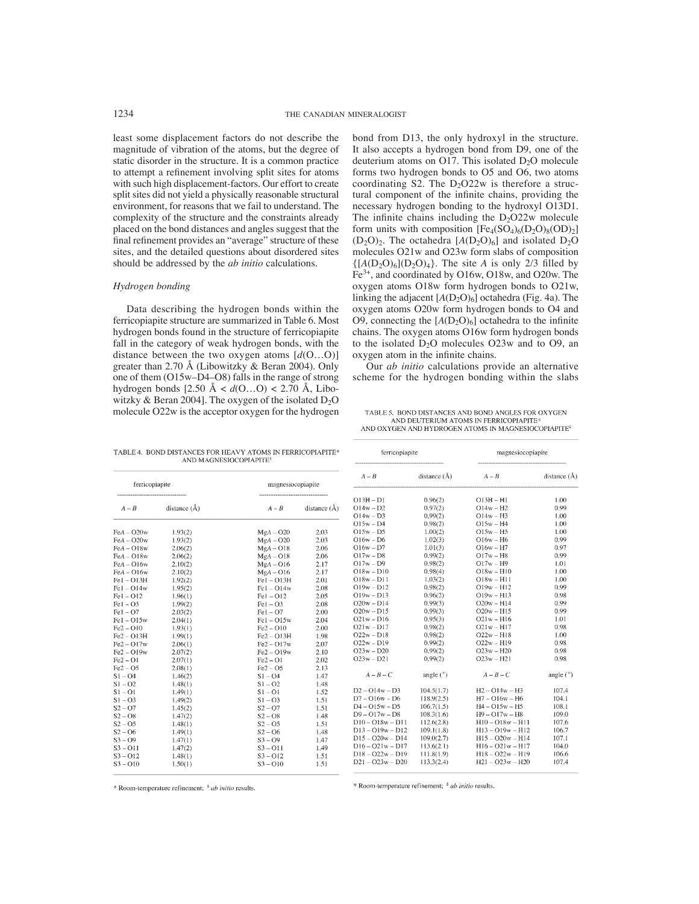least some displacement factors do not describe the magnitude of vibration of the atoms, but the degree of static disorder in the structure. It is a common practice to attempt a refinement involving split sites for atoms with such high displacement-factors. Our effort to create split sites did not yield a physically reasonable structural environment, for reasons that we fail to understand. The complexity of the structure and the constraints already placed on the bond distances and angles suggest that the final refinement provides an "average" structure of these sites, and the detailed questions about disordered sites should be addressed by the *ab initio* calculations.

### *Hydrogen bonding*

Data describing the hydrogen bonds within the ferricopiapite structure are summarized in Table 6. Most hydrogen bonds found in the structure of ferricopiapite fall in the category of weak hydrogen bonds, with the distance between the two oxygen atoms [*d*(O…O)] greater than 2.70 Å (Libowitzky & Beran 2004). Only one of them (O15w–D4–O8) falls in the range of strong hydrogen bonds [2.50 Å < *d*(O…O) < 2.70 Å, Libowitzky & Beran 2004]. The oxygen of the isolated $D_2O$ molecule O22w is the acceptor oxygen for the hydrogen bond from D13, the only hydroxyl in the structure. It also accepts a hydrogen bond from D9, one of the deuterium atoms on O17. This isolated $D_2O$ molecule forms two hydrogen bonds to O5 and O6, two atoms coordinating S2. The $D_2O22w$ is therefore a structural component of the infinite chains, providing the necessary hydrogen bonding to the hydroxyl O13D1. The infinite chains including the $D_2O22w$ molecule form units with composition $[Fe_4(SO_4)_6(D_2O)_8(OD)_2](D_2O)_2$. The octahedra $[A(D_2O)_6]$ and isolated $D_2O$ molecules O21w and O23w form slabs of composition $\{[A(D_2O)_6](D_2O)_4\}$. The site *A* is only 2/3 filled by $Fe^{3+}$, and coordinated by O16w, O18w, and O20w. The oxygen atoms O18w form hydrogen bonds to O21w, linking the adjacent $[A(D_2O)_6]$ octahedra (Fig. 4a). The oxygen atoms O20w form hydrogen bonds to O4 and O9, connecting the $[A(D_2O)_6]$ octahedra to the infinite chains. The oxygen atoms O16w form hydrogen bonds to the isolated $D_2O$ molecules O23w and to O9, an oxygen atom in the infinite chains.

Our *ab initio* calculations provide an alternative scheme for the hydrogen bonding within the slabs

TABLE 4. BOND DISTANCES FOR HEAVY ATOMS IN FERRICOPIAPITE* AND MAGNESIOCOPIAPITE$

| ferricopiapite | | magnesiocopiapite | |
|---|---|---|---|
| *A* – *B* | distance (Å) | *A* – *B* | distance (Å) |
| Fe*A* – O20w | 1.93(2) | Mg*A* – O20 | 2.03 |
| Fe*A* – O20w | 1.93(2) | Mg*A* – O20 | 2.03 |
| Fe*A* – O18w | 2.06(2) | Mg*A* – O18 | 2.06 |
| Fe*A* – O18w | 2.06(2) | Mg*A* – O18 | 2.06 |
| Fe*A* – O16w | 2.10(2) | Mg*A* – O16 | 2.17 |
| Fe*A* – O16w | 2.10(2) | Mg*A* – O16 | 2.17 |
| Fe1 – O13H | 1.92(2) | Fe1 – O13H | 2.01 |
| Fe1 – O14w | 1.95(2) | Fe1 – O14w | 2.08 |
| Fe1 – O12 | 1.96(1) | Fe1 – O12 | 2.05 |
| Fe1 – O3 | 1.99(2) | Fe1 – O3 | 2.08 |
| Fe1 – O7 | 2.03(2) | Fe1 – O7 | 2.00 |
| Fe1 – O15w | 2.04(1) | Fe1 – O15w | 2.04 |
| Fe2 – O10 | 1.93(1) | Fe2 – O10 | 2.00 |
| Fe2 – O13H | 1.99(1) | Fe2 – O13H | 1.98 |
| Fe2 – O17w | 2.06(1) | Fe2 – O17w | 2.07 |
| Fe2 – O19w | 2.07(2) | Fe2 – O19w | 2.10 |
| Fe2 – O1 | 2.07(1) | Fe2 – O1 | 2.02 |
| Fe2 – O5 | 2.08(1) | Fe2 – O5 | 2.13 |
| S1 – O4 | 1.46(2) | S1 – O4 | 1.47 |
| S1 – O2 | 1.48(1) | S1 – O2 | 1.48 |
| S1 – O1 | 1.49(1) | S1 – O1 | 1.52 |
| S1 – O3 | 1.49(2) | S1 – O3 | 1.51 |
| S2 – O7 | 1.45(2) | S2 – O7 | 1.51 |
| S2 – O8 | 1.47(2) | S2 – O8 | 1.48 |
| S2 – O5 | 1.48(1) | S2 – O5 | 1.51 |
| S2 – O6 | 1.49(1) | S2 – O6 | 1.48 |
| S3 – O9 | 1.47(1) | S3 – O9 | 1.47 |
| S3 – O11 | 1.47(2) | S3 – O11 | 1.49 |
| S3 – O12 | 1.48(1) | S3 – O12 | 1.51 |
| S3 – O10 | 1.50(1) | S3 – O10 | 1.51 |

* Room-temperature refinement; $ *ab initio* results.

TABLE 5. BOND DISTANCES AND BOND ANGLES FOR OXYGEN AND DEUTERIUM ATOMS IN FERRICOPIAPITE* AND OXYGEN AND HYDROGEN ATOMS IN MAGNESIOCOPIAPITE$

| ferricopiapite | | magnesiocopiapite | |
|---|---|---|---|
| *A* – *B* | distance (Å) | *A* – *B* | distance (Å) |
| O13H – D1 | 0.96(2) | O13H – H1 | 1.00 |
| O14w – D2 | 0.97(2) | O14w – H2 | 0.99 |
| O14w – D3 | 0.99(2) | O14w – H3 | 1.00 |
| O15w – D4 | 0.98(2) | O15w – H4 | 1.00 |
| O15w – D5 | 1.00(2) | O15w – H5 | 1.00 |
| O16w – D6 | 1.02(3) | O16w – H6 | 0.99 |
| O16w – D7 | 1.01(3) | O16w – H7 | 0.97 |
| O17w – D8 | 0.99(2) | O17w – H8 | 0.99 |
| O17w – D9 | 0.98(2) | O17w – H9 | 1.01 |
| O18w – D10 | 0.98(4) | O18w – H10 | 1.00 |
| O18w – D11 | 1.03(2) | O18w – H11 | 1.00 |
| O19w – D12 | 0.98(2) | O19w – H12 | 0.99 |
| O19w – D13 | 0.96(2) | O19w – H13 | 0.98 |
| O20w – D14 | 0.99(3) | O20w – H14 | 0.99 |
| O20w – D15 | 0.99(3) | O20w – H15 | 0.99 |
| O21w – D16 | 0.95(3) | O21w – H16 | 1.01 |
| O21w – D17 | 0.98(2) | O21w – H17 | 0.98 |
| O22w – D18 | 0.98(2) | O22w – H18 | 1.00 |
| O22w – D19 | 0.99(2) | O22w – H19 | 0.98 |
| O23w – D20 | 0.99(2) | O23w – H20 | 0.98 |
| O23w – D21 | 0.99(2) | O23w – H21 | 0.98 |
| *A* – *B* – *C* | angle (°) | *A* – *B* – *C* | angle (°) |
| D2 – O14w – D3 | 104.5(1.7) | H2 – O14w – H3 | 107.4 |
| D7 – O16w – D6 | 118.9(2.5) | H7 – O16w – H6 | 104.1 |
| D4 – O15w – D5 | 106.7(1.5) | H4 – O15w – H5 | 108.1 |
| D9 – O17w – D8 | 108.3(1.6) | H9 – O17w – H8 | 109.0 |
| D10 – O18w – D11 | 112.6(2.8) | H10 – O18w – H11 | 107.6 |
| D13 – O19w – D12 | 109.1(1.8) | H13 – O19w – H12 | 106.7 |
| D15 – O20w – D14 | 109.0(2.7) | H15 – O20w – H14 | 107.1 |
| D16 – O21w – D17 | 113.6(2.1) | H16 – O21w – H17 | 104.0 |
| D18 – O22w – D19 | 111.8(1.9) | H18 – O22w – H19 | 106.6 |
| D21 – O23w – D20 | 113.3(2.4) | H21 – O23w – H20 | 107.4 |

* Room-temperature refinement; $ *ab initio* results.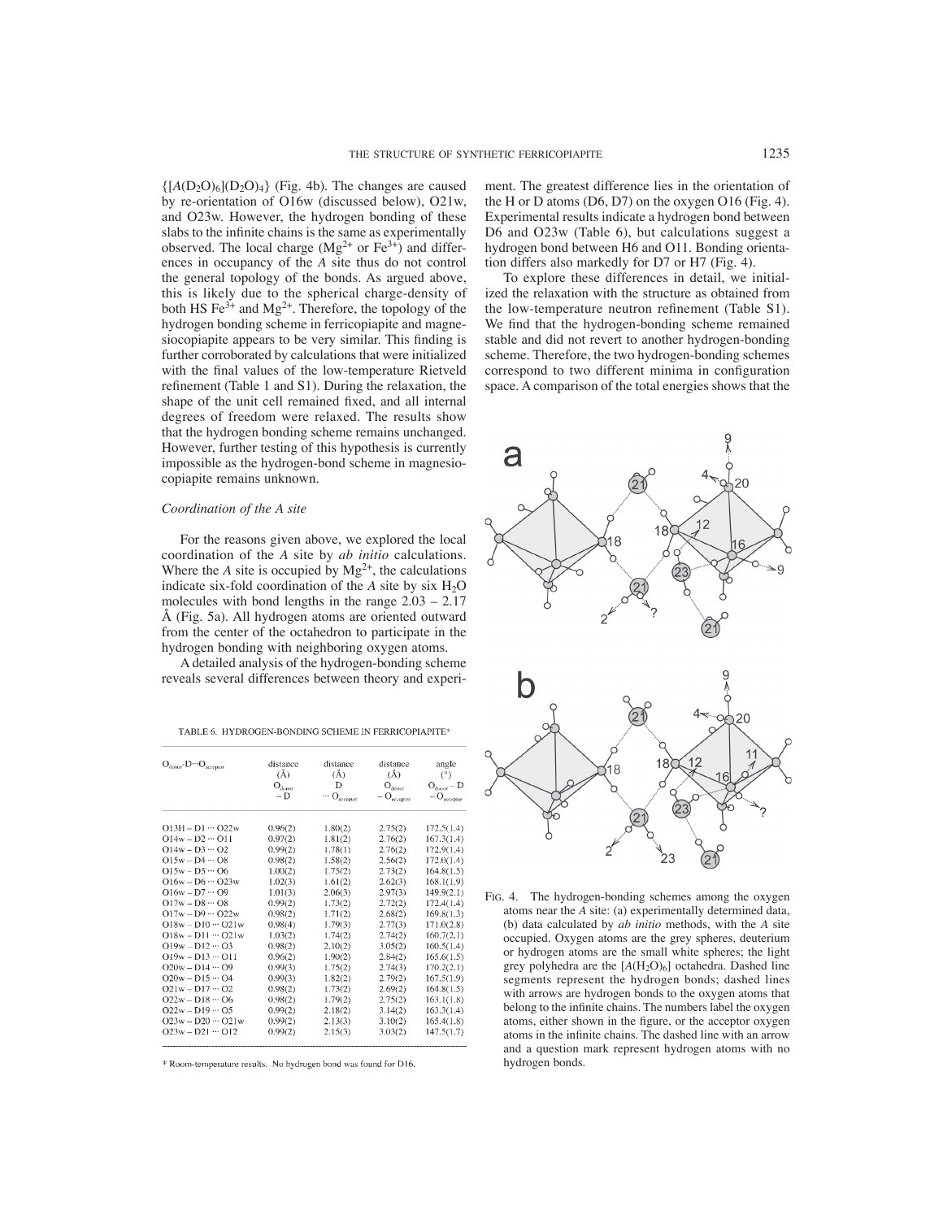$\{[A(D_2O)_6](D_2O)_4\}$ (Fig. 4b). The changes are caused by re-orientation of O16w (discussed below), O21w, and O23w. However, the hydrogen bonding of these slabs to the infinite chains is the same as experimentally observed. The local charge ($Mg^{2+}$ or $Fe^{3+}$) and differences in occupancy of the *A* site thus do not control the general topology of the bonds. As argued above, this is likely due to the spherical charge-density of both HS $Fe^{3+}$ and $Mg^{2+}$. Therefore, the topology of the hydrogen bonding scheme in ferricopiapite and magnesiocopiapite appears to be very similar. This finding is further corroborated by calculations that were initialized with the final values of the low-temperature Rietveld refinement (Table 1 and S1). During the relaxation, the shape of the unit cell remained fixed, and all internal degrees of freedom were relaxed. The results show that the hydrogen bonding scheme remains unchanged. However, further testing of this hypothesis is currently impossible as the hydrogen-bond scheme in magnesiocopiapite remains unknown.

### *Coordination of the A site*

For the reasons given above, we explored the local coordination of the *A* site by *ab initio* calculations. Where the *A* site is occupied by $Mg^{2+}$, the calculations indicate six-fold coordination of the *A* site by six $H_2O$ molecules with bond lengths in the range 2.03 – 2.17 Å (Fig. 5a). All hydrogen atoms are oriented outward from the center of the octahedron to participate in the hydrogen bonding with neighboring oxygen atoms.

A detailed analysis of the hydrogen-bonding scheme reveals several differences between theory and experiment. The greatest difference lies in the orientation of the H or D atoms (D6, D7) on the oxygen O16 (Fig. 4). Experimental results indicate a hydrogen bond between D6 and O23w (Table 6), but calculations suggest a hydrogen bond between H6 and O11. Bonding orientation differs also markedly for D7 or H7 (Fig. 4).

To explore these differences in detail, we initialized the relaxation with the structure as obtained from the low-temperature neutron refinement (Table S1). We find that the hydrogen-bonding scheme remained stable and did not revert to another hydrogen-bonding scheme. Therefore, the two hydrogen-bonding schemes correspond to two different minima in configuration space. A comparison of the total energies shows that the

TABLE 6. HYDROGEN-BONDING SCHEME IN FERRICOPIAPITE*

| $O_{donor}$–D···$O_{acceptor}$ | distance (Å) $O_{donor}$ – D | distance (Å) D ··· $O_{acceptor}$ | distance (Å) $O_{donor}$ – $O_{acceptor}$ | angle (°) $O_{donor}$ – D – $O_{acceptor}$ |
|---|---|---|---|---|
| O13H – D1 ··· O22w | 0.96(2) | 1.80(2) | 2.75(2) | 172.5(1.4) |
| O14w – D2 ··· O11 | 0.97(2) | 1.81(2) | 2.76(2) | 167.3(1.4) |
| O14w – D3 ··· O2 | 0.99(2) | 1.78(1) | 2.76(2) | 172.9(1.4) |
| O15w – D4 ··· O8 | 0.98(2) | 1.58(2) | 2.56(2) | 172.0(1.4) |
| O15w – D5 ··· O6 | 1.00(2) | 1.75(2) | 2.73(2) | 164.8(1.5) |
| O16w – D6 ··· O23w | 1.02(3) | 1.61(2) | 2.62(3) | 168.1(1.9) |
| O16w – D7 ··· O9 | 1.01(3) | 2.06(3) | 2.97(3) | 149.9(2.1) |
| O17w – D8 ··· O8 | 0.99(2) | 1.73(2) | 2.72(2) | 172.4(1.4) |
| O17w – D9 ··· O22w | 0.98(2) | 1.71(2) | 2.68(2) | 169.8(1.3) |
| O18w – D10 ··· O21w | 0.98(4) | 1.79(3) | 2.77(3) | 171.0(2.8) |
| O18w – D11 ··· O21w | 1.03(2) | 1.74(2) | 2.74(2) | 160.7(2.1) |
| O19w – D12 ··· O3 | 0.98(2) | 2.10(2) | 3.05(2) | 160.5(1.4) |
| O19w – D13 ··· O11 | 0.96(2) | 1.90(2) | 2.84(2) | 165.6(1.5) |
| O20w – D14 ··· O9 | 0.99(3) | 1.75(2) | 2.74(3) | 170.2(2.1) |
| O20w – D15 ··· O4 | 0.99(3) | 1.82(2) | 2.79(2) | 167.5(1.9) |
| O21w – D17 ··· O2 | 0.98(2) | 1.73(2) | 2.69(2) | 164.8(1.5) |
| O22w – D18 ··· O6 | 0.98(2) | 1.79(2) | 2.75(2) | 163.1(1.8) |
| O22w – D19 ··· O5 | 0.99(2) | 2.18(2) | 3.14(2) | 163.3(1.4) |
| O23w – D20 ··· O21w | 0.99(2) | 2.13(3) | 3.10(2) | 165.4(1.8) |
| O23w – D21 ··· O12 | 0.99(2) | 2.15(3) | 3.03(2) | 147.5(1.7) |

\* Room-temperature results. No hydrogen bond was found for D16.

FIG. 4. The hydrogen-bonding schemes among the oxygen atoms near the *A* site: (a) experimentally determined data, (b) data calculated by *ab initio* methods, with the *A* site occupied. Oxygen atoms are the grey spheres, deuterium or hydrogen atoms are the small white spheres; the light grey polyhedra are the $[A(H_2O)_6]$ octahedra. Dashed line segments represent the hydrogen bonds; dashed lines with arrows are hydrogen bonds to the oxygen atoms that belong to the infinite chains. The numbers label the oxygen atoms, either shown in the figure, or the acceptor oxygen atoms in the infinite chains. The dashed line with an arrow and a question mark represent hydrogen atoms with no hydrogen bonds.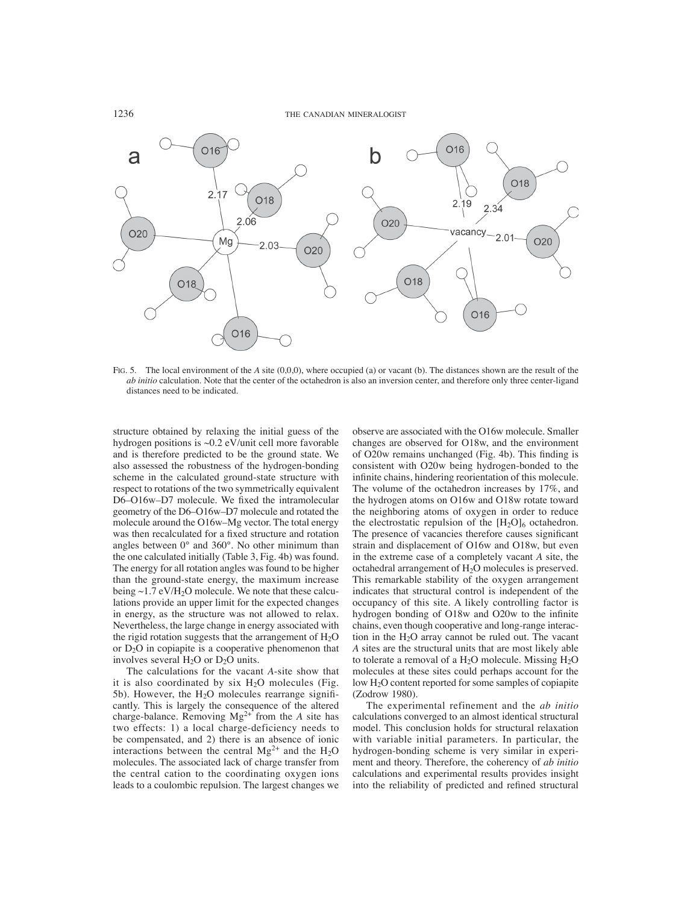FIG. 5. The local environment of the *A* site (0,0,0), where occupied (a) or vacant (b). The distances shown are the result of the *ab initio* calculation. Note that the center of the octahedron is also an inversion center, and therefore only three center-ligand distances need to be indicated.

structure obtained by relaxing the initial guess of the hydrogen positions is ~0.2 eV/unit cell more favorable and is therefore predicted to be the ground state. We also assessed the robustness of the hydrogen-bonding scheme in the calculated ground-state structure with respect to rotations of the two symmetrically equivalent D6–O16w–D7 molecule. We fixed the intramolecular geometry of the D6–O16w–D7 molecule and rotated the molecule around the O16w–Mg vector. The total energy was then recalculated for a fixed structure and rotation angles between 0° and 360°. No other minimum than the one calculated initially (Table 3, Fig. 4b) was found. The energy for all rotation angles was found to be higher than the ground-state energy, the maximum increase being ~1.7 eV/$H_2O$ molecule. We note that these calculations provide an upper limit for the expected changes in energy, as the structure was not allowed to relax. Nevertheless, the large change in energy associated with the rigid rotation suggests that the arrangement of $H_2O$ or $D_2O$ in copiapite is a cooperative phenomenon that involves several $H_2O$ or $D_2O$ units.

The calculations for the vacant *A*-site show that it is also coordinated by six $H_2O$ molecules (Fig. 5b). However, the $H_2O$ molecules rearrange significantly. This is largely the consequence of the altered charge-balance. Removing $Mg^{2+}$ from the *A* site has two effects: 1) a local charge-deficiency needs to be compensated, and 2) there is an absence of ionic interactions between the central $Mg^{2+}$ and the $H_2O$ molecules. The associated lack of charge transfer from the central cation to the coordinating oxygen ions leads to a coulombic repulsion. The largest changes we observe are associated with the O16w molecule. Smaller changes are observed for O18w, and the environment of O20w remains unchanged (Fig. 4b). This finding is consistent with O20w being hydrogen-bonded to the infinite chains, hindering reorientation of this molecule. The volume of the octahedron increases by 17%, and the hydrogen atoms on O16w and O18w rotate toward the neighboring atoms of oxygen in order to reduce the electrostatic repulsion of the $[H_2O]_6$ octahedron. The presence of vacancies therefore causes significant strain and displacement of O16w and O18w, but even in the extreme case of a completely vacant *A* site, the octahedral arrangement of $H_2O$ molecules is preserved. This remarkable stability of the oxygen arrangement indicates that structural control is independent of the occupancy of this site. A likely controlling factor is hydrogen bonding of O18w and O20w to the infinite chains, even though cooperative and long-range interaction in the $H_2O$ array cannot be ruled out. The vacant *A* sites are the structural units that are most likely able to tolerate a removal of a $H_2O$ molecule. Missing $H_2O$ molecules at these sites could perhaps account for the low $H_2O$ content reported for some samples of copiapite (Zodrow 1980).

The experimental refinement and the *ab initio* calculations converged to an almost identical structural model. This conclusion holds for structural relaxation with variable initial parameters. In particular, the hydrogen-bonding scheme is very similar in experiment and theory. Therefore, the coherency of *ab initio* calculations and experimental results provides insight into the reliability of predicted and refined structural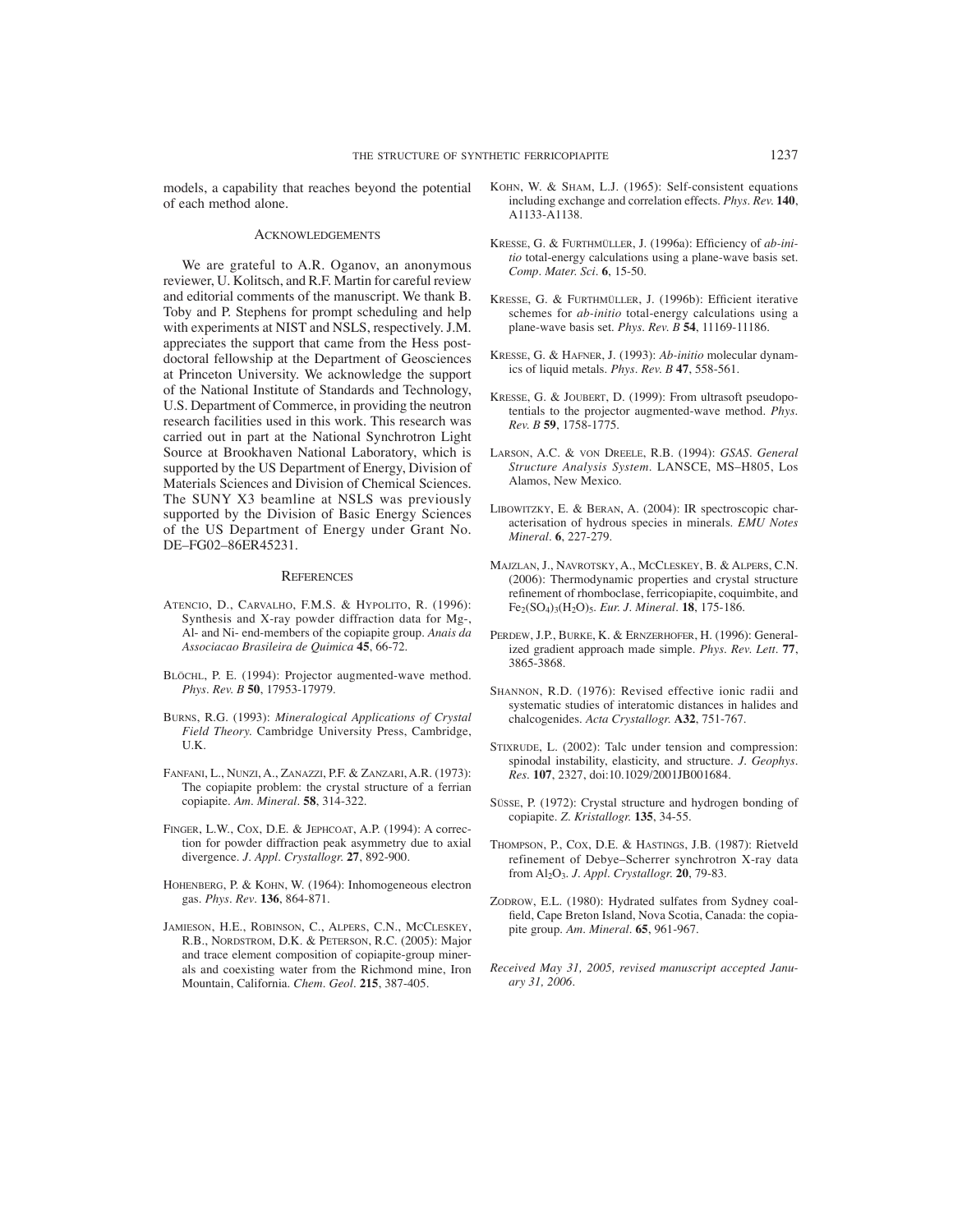models, a capability that reaches beyond the potential of each method alone.

## Acknowledgements

We are grateful to A.R. Oganov, an anonymous reviewer, U. Kolitsch, and R.F. Martin for careful review and editorial comments of the manuscript. We thank B. Toby and P. Stephens for prompt scheduling and help with experiments at NIST and NSLS, respectively. J.M. appreciates the support that came from the Hess postdoctoral fellowship at the Department of Geosciences at Princeton University. We acknowledge the support of the National Institute of Standards and Technology, U.S. Department of Commerce, in providing the neutron research facilities used in this work. This research was carried out in part at the National Synchrotron Light Source at Brookhaven National Laboratory, which is supported by the US Department of Energy, Division of Materials Sciences and Division of Chemical Sciences. The SUNY X3 beamline at NSLS was previously supported by the Division of Basic Energy Sciences of the US Department of Energy under Grant No. DE–FG02–86ER45231.

## References

Atencio, D., Carvalho, F.M.S. & Hypolito, R. (1996): Synthesis and X-ray powder diffraction data for Mg-, Al- and Ni- end-members of the copiapite group. *Anais da Associacao Brasileira de Quimica* **45**, 66-72.

Blöchl, P. E. (1994): Projector augmented-wave method. *Phys. Rev. B* **50**, 17953-17979.

Burns, R.G. (1993): *Mineralogical Applications of Crystal Field Theory.* Cambridge University Press, Cambridge, U.K.

Fanfani, L., Nunzi, A., Zanazzi, P.F. & Zanzari, A.R. (1973): The copiapite problem: the crystal structure of a ferrian copiapite. *Am. Mineral.* **58**, 314-322.

Finger, L.W., Cox, D.E. & Jephcoat, A.P. (1994): A correction for powder diffraction peak asymmetry due to axial divergence. *J. Appl. Crystallogr.* **27**, 892-900.

Hohenberg, P. & Kohn, W. (1964): Inhomogeneous electron gas. *Phys. Rev.* **136**, 864-871.

Jamieson, H.E., Robinson, C., Alpers, C.N., McCleskey, R.B., Nordstrom, D.K. & Peterson, R.C. (2005): Major and trace element composition of copiapite-group minerals and coexisting water from the Richmond mine, Iron Mountain, California. *Chem. Geol.* **215**, 387-405.

Kohn, W. & Sham, L.J. (1965): Self-consistent equations including exchange and correlation effects. *Phys. Rev.* **140**, A1133-A1138.

Kresse, G. & Furthmüller, J. (1996a): Efficiency of *ab-initio* total-energy calculations using a plane-wave basis set. *Comp. Mater. Sci.* **6**, 15-50.

Kresse, G. & Furthmüller, J. (1996b): Efficient iterative schemes for *ab-initio* total-energy calculations using a plane-wave basis set. *Phys. Rev. B* **54**, 11169-11186.

Kresse, G. & Hafner, J. (1993): *Ab-initio* molecular dynamics of liquid metals. *Phys. Rev. B* **47**, 558-561.

Kresse, G. & Joubert, D. (1999): From ultrasoft pseudopotentials to the projector augmented-wave method. *Phys. Rev. B* **59**, 1758-1775.

Larson, A.C. & von Dreele, R.B. (1994): *GSAS. General Structure Analysis System.* LANSCE, MS–H805, Los Alamos, New Mexico.

Libowitzky, E. & Beran, A. (2004): IR spectroscopic characterisation of hydrous species in minerals. *EMU Notes Mineral.* **6**, 227-279.

Majzlan, J., Navrotsky, A., McCleskey, B. & Alpers, C.N. (2006): Thermodynamic properties and crystal structure refinement of rhomboclase, ferricopiapite, coquimbite, and $Fe_2(SO_4)_3(H_2O)_5$. *Eur. J. Mineral.* **18**, 175-186.

Perdew, J.P., Burke, K. & Ernzerhofer, H. (1996): Generalized gradient approach made simple. *Phys. Rev. Lett.* **77**, 3865-3868.

Shannon, R.D. (1976): Revised effective ionic radii and systematic studies of interatomic distances in halides and chalcogenides. *Acta Crystallogr.* **A32**, 751-767.

Stixrude, L. (2002): Talc under tension and compression: spinodal instability, elasticity, and structure. *J. Geophys. Res.* **107**, 2327, doi:10.1029/2001JB001684.

Süsse, P. (1972): Crystal structure and hydrogen bonding of copiapite. *Z. Kristallogr.* **135**, 34-55.

Thompson, P., Cox, D.E. & Hastings, J.B. (1987): Rietveld refinement of Debye–Scherrer synchrotron X-ray data from $Al_2O_3$. *J. Appl. Crystallogr.* **20**, 79-83.

Zodrow, E.L. (1980): Hydrated sulfates from Sydney coalfield, Cape Breton Island, Nova Scotia, Canada: the copiapite group. *Am. Mineral.* **65**, 961-967.

*Received May 31, 2005, revised manuscript accepted January 31, 2006.*